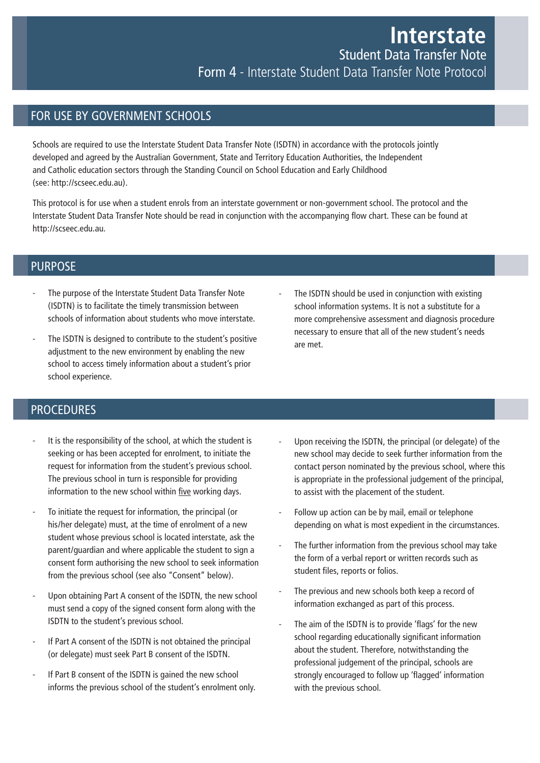# Interstate

## Student Data Transfer Note

## Form 4 - Interstate Student Data Transfer Note Protocol

## FOR USE BY GOVERNMENT SCHOOLS

Schools are required to use the Interstate Student Data Transfer Note (ISDTN) in accordance with the protocols jointly developed and agreed by the Australian Government, State and Territory Education Authorities, the Independent and Catholic education sectors through the Standing Council on School Education and Early Childhood (see: http://scseec.edu.au).

This protocol is for use when a student enrols from an interstate government or non-government school. The protocol and the Interstate Student Data Transfer Note should be read in conjunction with the accompanying flow chart. These can be found at http://scseec.edu.au.

## PURPOSE

- The purpose of the Interstate Student Data Transfer Note (ISDTN) is to facilitate the timely transmission between schools of information about students who move interstate.
- The ISDTN is designed to contribute to the student's positive adjustment to the new environment by enabling the new school to access timely information about a student's prior school experience.
- The ISDTN should be used in conjunction with existing school information systems. It is not a substitute for a more comprehensive assessment and diagnosis procedure necessary to ensure that all of the new student's needs are met.

## PROCEDURES

- It is the responsibility of the school, at which the student is seeking or has been accepted for enrolment, to initiate the request for information from the student's previous school. The previous school in turn is responsible for providing information to the new school within <u>five</u> working days.
- To initiate the request for information, the principal (or his/her delegate) must, at the time of enrolment of a new student whose previous school is located interstate, ask the parent/guardian and where applicable the student to sign a consent form authorising the new school to seek information from the previous school (see also "Consent" below).
- Upon obtaining Part A consent of the ISDTN, the new school must send a copy of the signed consent form along with the ISDTN to the student's previous school.
- If Part A consent of the ISDTN is not obtained the principal (or delegate) must seek Part B consent of the ISDTN.
- If Part B consent of the ISDTN is gained the new school informs the previous school of the student's enrolment only.
- Upon receiving the ISDTN, the principal (or delegate) of the new school may decide to seek further information from the contact person nominated by the previous school, where this is appropriate in the professional judgement of the principal, to assist with the placement of the student.
- Follow up action can be by mail, email or telephone depending on what is most expedient in the circumstances.
- The further information from the previous school may take the form of a verbal report or written records such as student files, reports or folios.
- The previous and new schools both keep a record of information exchanged as part of this process.
- The aim of the ISDTN is to provide 'flags' for the new school regarding educationally significant information about the student. Therefore, notwithstanding the professional judgement of the principal, schools are strongly encouraged to follow up 'flagged' information with the previous school.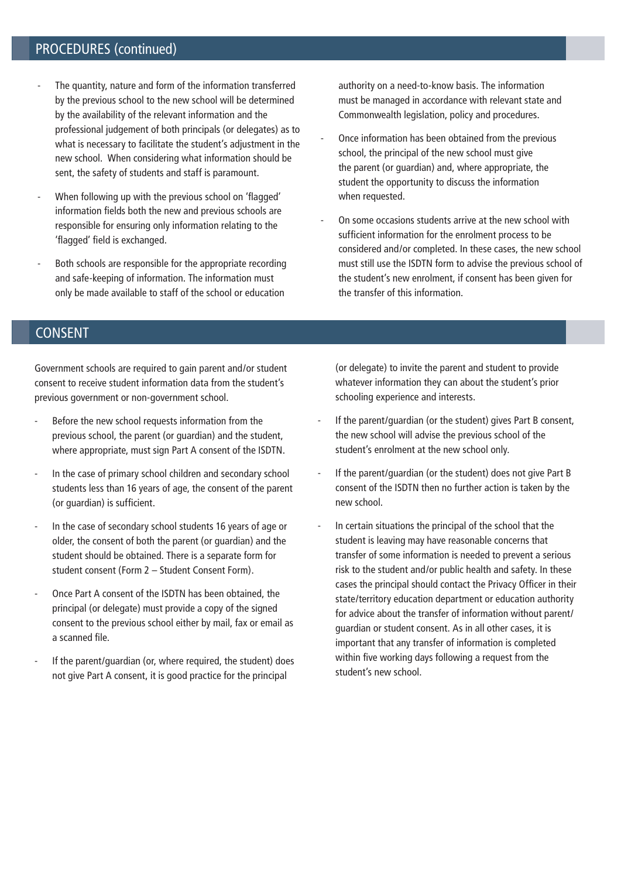## PROCEDURES (continued)

- The quantity, nature and form of the information transferred by the previous school to the new school will be determined by the availability of the relevant information and the professional judgement of both principals (or delegates) as to what is necessary to facilitate the student's adjustment in the new school. When considering what information should be sent, the safety of students and staff is paramount.
- When following up with the previous school on 'flagged' information fields both the new and previous schools are responsible for ensuring only information relating to the 'flagged' field is exchanged.
- Both schools are responsible for the appropriate recording and safe-keeping of information. The information must only be made available to staff of the school or education authority on a need-to-know basis. The information must be managed in accordance with relevant state and Commonwealth legislation, policy and procedures.
- Once information has been obtained from the previous school, the principal of the new school must give the parent (or guardian) and, where appropriate, the student the opportunity to discuss the information when requested.
- On some occasions students arrive at the new school with sufficient information for the enrolment process to be considered and/or completed. In these cases, the new school must still use the ISDTN form to advise the previous school of the student's new enrolment, if consent has been given for the transfer of this information.

## CONSENT

Government schools are required to gain parent and/or student consent to receive student information data from the student's previous government or non-government school.

- Before the new school requests information from the previous school, the parent (or guardian) and the student, where appropriate, must sign Part A consent of the ISDTN.
- In the case of primary school children and secondary school students less than 16 years of age, the consent of the parent (or guardian) is sufficient.
- In the case of secondary school students 16 years of age or older, the consent of both the parent (or guardian) and the student should be obtained. There is a separate form for student consent (Form 2 – Student Consent Form).
- Once Part A consent of the ISDTN has been obtained, the principal (or delegate) must provide a copy of the signed consent to the previous school either by mail, fax or email as a scanned file.
- If the parent/guardian (or, where required, the student) does not give Part A consent, it is good practice for the principal (or delegate) to invite the parent and student to provide whatever information they can about the student's prior schooling experience and interests.
- If the parent/guardian (or the student) gives Part B consent, the new school will advise the previous school of the student's enrolment at the new school only.
- If the parent/guardian (or the student) does not give Part B consent of the ISDTN then no further action is taken by the new school.
- In certain situations the principal of the school that the student is leaving may have reasonable concerns that transfer of some information is needed to prevent a serious risk to the student and/or public health and safety. In these cases the principal should contact the Privacy Officer in their state/territory education department or education authority for advice about the transfer of information without parent/guardian or student consent. As in all other cases, it is important that any transfer of information is completed within five working days following a request from the student's new school.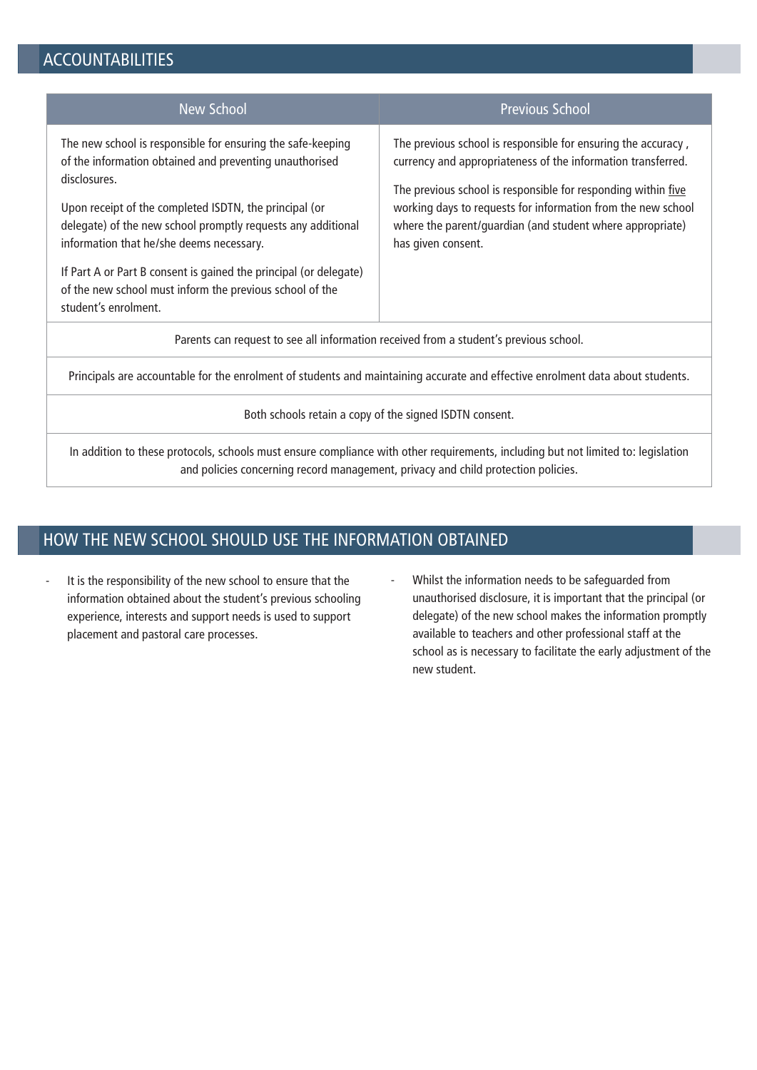## ACCOUNTABILITIES

| New School | Previous School |
|---|---|
| The new school is responsible for ensuring the safe-keeping of the information obtained and preventing unauthorised disclosures.<br><br>Upon receipt of the completed ISDTN, the principal (or delegate) of the new school promptly requests any additional information that he/she deems necessary.<br><br>If Part A or Part B consent is gained the principal (or delegate) of the new school must inform the previous school of the student's enrolment. | The previous school is responsible for ensuring the accuracy , currency and appropriateness of the information transferred.<br><br>The previous school is responsible for responding within five working days to requests for information from the new school where the parent/guardian (and student where appropriate) has given consent. |
| Parents can request to see all information received from a student's previous school. | |
| Principals are accountable for the enrolment of students and maintaining accurate and effective enrolment data about students. | |
| Both schools retain a copy of the signed ISDTN consent. | |
| In addition to these protocols, schools must ensure compliance with other requirements, including but not limited to: legislation and policies concerning record management, privacy and child protection policies. | |

## HOW THE NEW SCHOOL SHOULD USE THE INFORMATION OBTAINED

- It is the responsibility of the new school to ensure that the information obtained about the student's previous schooling experience, interests and support needs is used to support placement and pastoral care processes.
- Whilst the information needs to be safeguarded from unauthorised disclosure, it is important that the principal (or delegate) of the new school makes the information promptly available to teachers and other professional staff at the school as is necessary to facilitate the early adjustment of the new student.